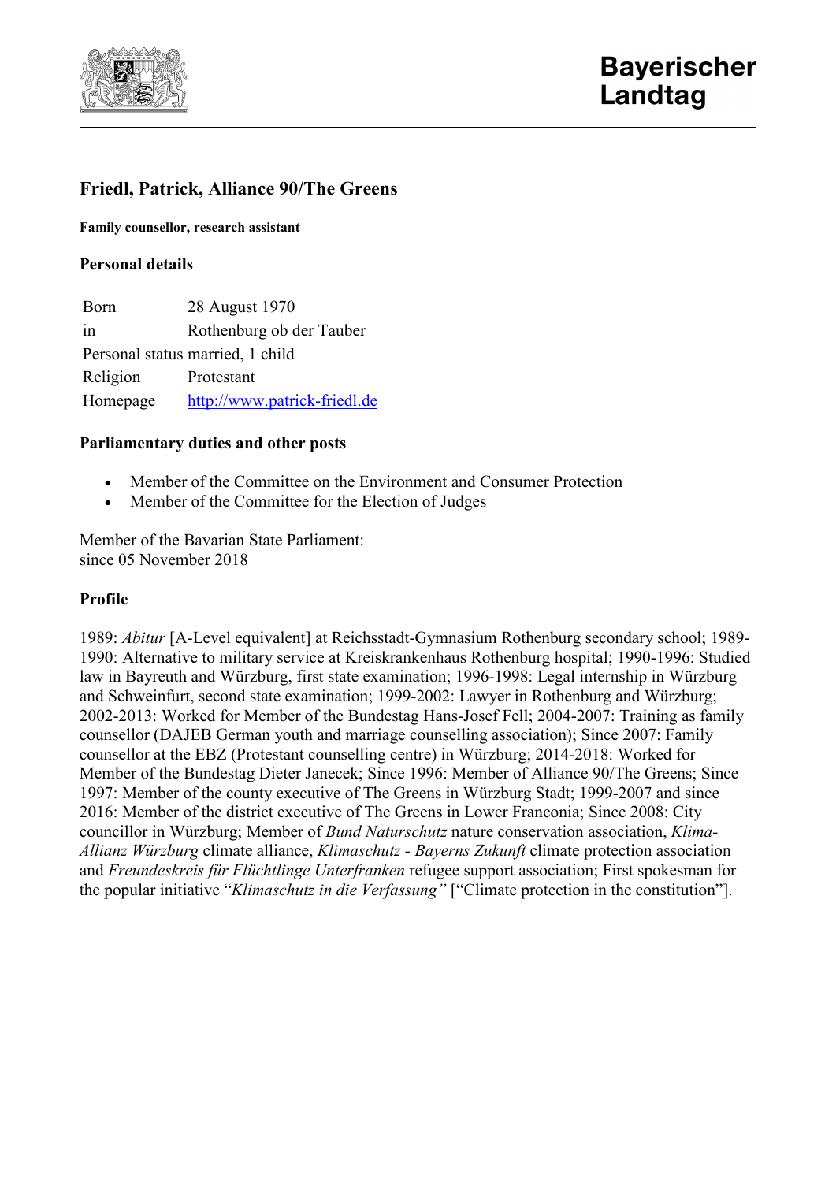Bayerischer Landtag

## Friedl, Patrick, Alliance 90/The Greens

**Family counsellor, research assistant**

### Personal details

| | |
|---|---|
| Born | 28 August 1970 |
| in | Rothenburg ob der Tauber |
| Personal status | married, 1 child |
| Religion | Protestant |
| Homepage | http://www.patrick-friedl.de |

### Parliamentary duties and other posts

- Member of the Committee on the Environment and Consumer Protection
- Member of the Committee for the Election of Judges

Member of the Bavarian State Parliament:
since 05 November 2018

### Profile

1989: *Abitur* [A-Level equivalent] at Reichsstadt-Gymnasium Rothenburg secondary school; 1989-1990: Alternative to military service at Kreiskrankenhaus Rothenburg hospital; 1990-1996: Studied law in Bayreuth and Würzburg, first state examination; 1996-1998: Legal internship in Würzburg and Schweinfurt, second state examination; 1999-2002: Lawyer in Rothenburg and Würzburg; 2002-2013: Worked for Member of the Bundestag Hans-Josef Fell; 2004-2007: Training as family counsellor (DAJEB German youth and marriage counselling association); Since 2007: Family counsellor at the EBZ (Protestant counselling centre) in Würzburg; 2014-2018: Worked for Member of the Bundestag Dieter Janecek; Since 1996: Member of Alliance 90/The Greens; Since 1997: Member of the county executive of The Greens in Würzburg Stadt; 1999-2007 and since 2016: Member of the district executive of The Greens in Lower Franconia; Since 2008: City councillor in Würzburg; Member of *Bund Naturschutz* nature conservation association, *Klima-Allianz Würzburg* climate alliance, *Klimaschutz - Bayerns Zukunft* climate protection association and *Freundeskreis für Flüchtlinge Unterfranken* refugee support association; First spokesman for the popular initiative "*Klimaschutz in die Verfassung"* ["Climate protection in the constitution"].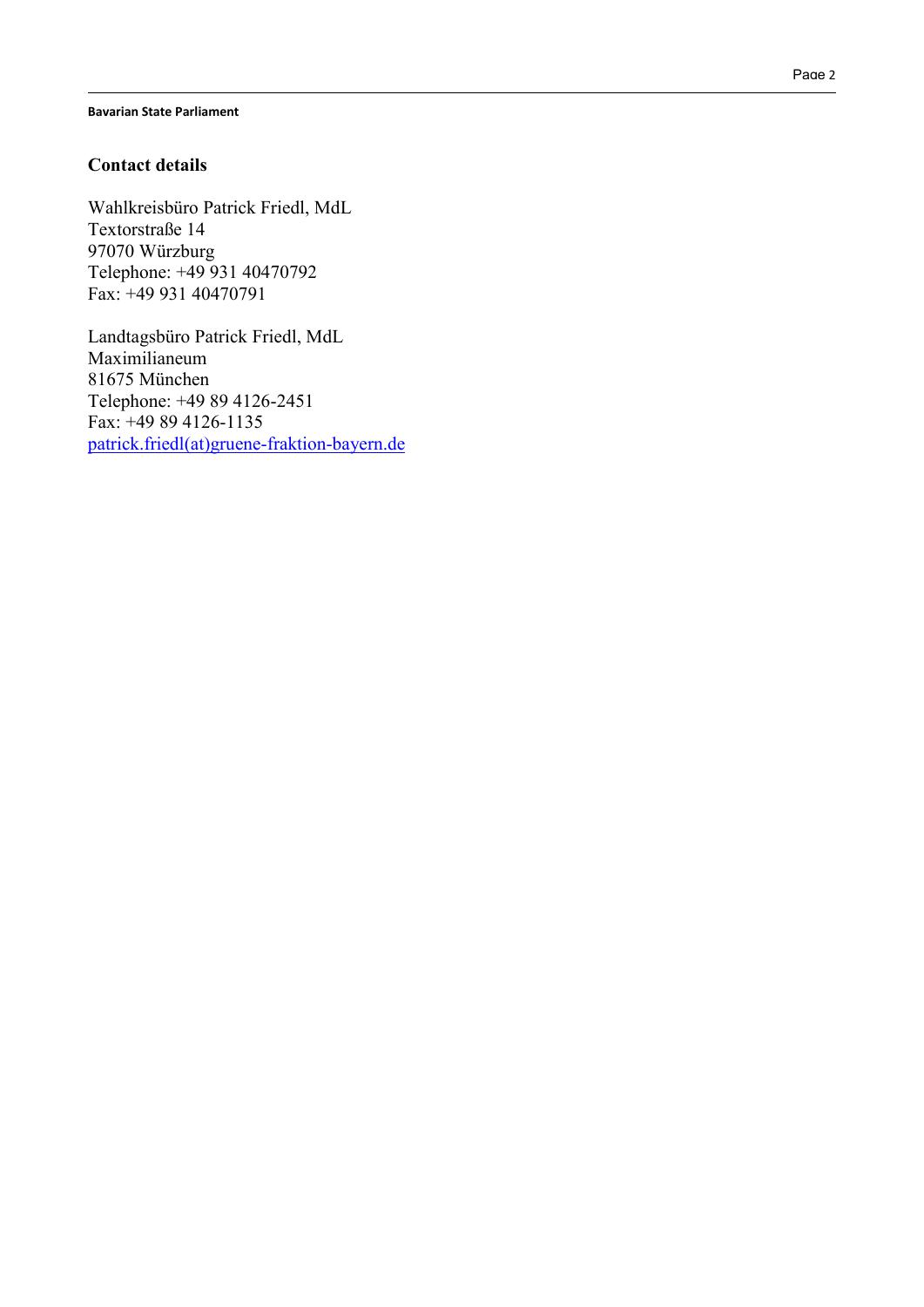## Contact details

Wahlkreisbüro Patrick Friedl, MdL
Textorstraße 14
97070 Würzburg
Telephone: +49 931 40470792
Fax: +49 931 40470791

Landtagsbüro Patrick Friedl, MdL
Maximilianeum
81675 München
Telephone: +49 89 4126-2451
Fax: +49 89 4126-1135
patrick.friedl(at)gruene-fraktion-bayern.de